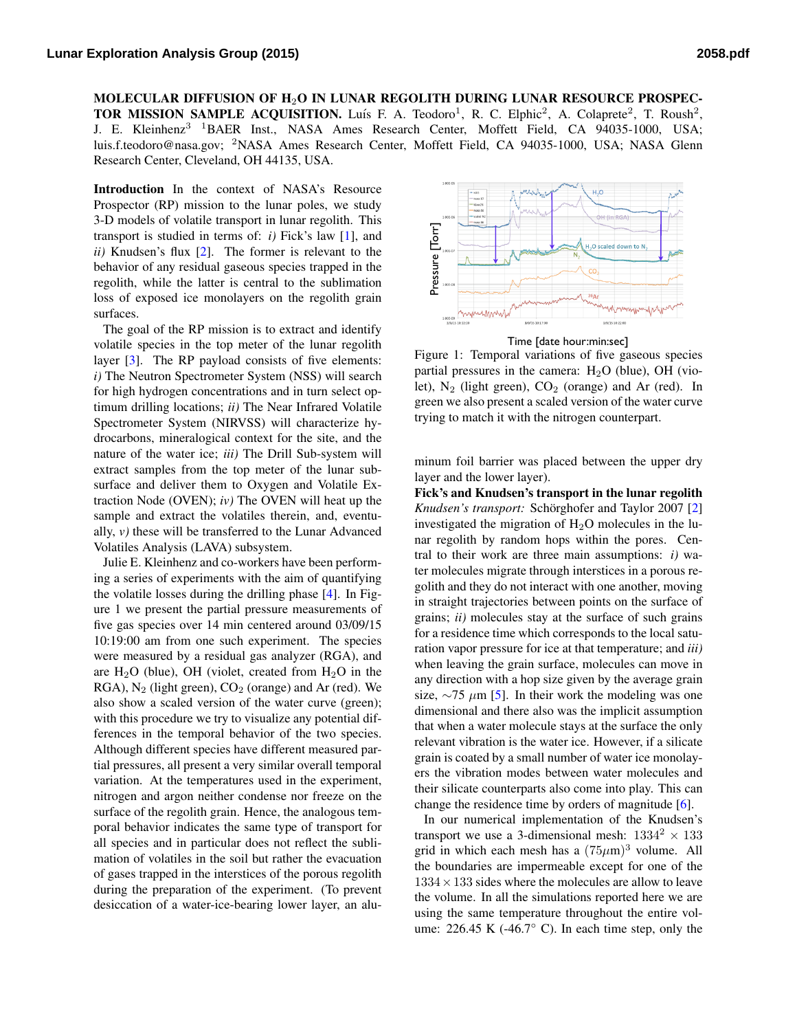**MOLECULAR DIFFUSION OF $H_2O$ IN LUNAR REGOLITH DURING LUNAR RESOURCE PROSPECTOR MISSION SAMPLE ACQUISITION.** Luís F. A. Teodoro[1], R. C. Elphic[2], A. Colaprete[2], T. Roush[2], J. E. Kleinhenz[3] [1]BAER Inst., NASA Ames Research Center, Moffett Field, CA 94035-1000, USA; luis.f.teodoro@nasa.gov; [2]NASA Ames Research Center, Moffett Field, CA 94035-1000, USA; NASA Glenn Research Center, Cleveland, OH 44135, USA.

**Introduction** In the context of NASA's Resource Prospector (RP) mission to the lunar poles, we study 3-D models of volatile transport in lunar regolith. This transport is studied in terms of: *i)* Fick's law [1], and *ii)* Knudsen's flux [2]. The former is relevant to the behavior of any residual gaseous species trapped in the regolith, while the latter is central to the sublimation loss of exposed ice monolayers on the regolith grain surfaces.

The goal of the RP mission is to extract and identify volatile species in the top meter of the lunar regolith layer [3]. The RP payload consists of five elements: *i)* The Neutron Spectrometer System (NSS) will search for high hydrogen concentrations and in turn select optimum drilling locations; *ii)* The Near Infrared Volatile Spectrometer System (NIRVSS) will characterize hydrocarbons, mineralogical context for the site, and the nature of the water ice; *iii)* The Drill Sub-system will extract samples from the top meter of the lunar subsurface and deliver them to Oxygen and Volatile Extraction Node (OVEN); *iv)* The OVEN will heat up the sample and extract the volatiles therein, and, eventually, *v)* these will be transferred to the Lunar Advanced Volatiles Analysis (LAVA) subsystem.

Julie E. Kleinhenz and co-workers have been performing a series of experiments with the aim of quantifying the volatile losses during the drilling phase [4]. In Figure 1 we present the partial pressure measurements of five gas species over 14 min centered around 03/09/15 10:19:00 am from one such experiment. The species were measured by a residual gas analyzer (RGA), and are $H_2O$ (blue), OH (violet, created from $H_2O$ in the RGA), $N_2$ (light green), $CO_2$ (orange) and Ar (red). We also show a scaled version of the water curve (green); with this procedure we try to visualize any potential differences in the temporal behavior of the two species. Although different species have different measured partial pressures, all present a very similar overall temporal variation. At the temperatures used in the experiment, nitrogen and argon neither condense nor freeze on the surface of the regolith grain. Hence, the analogous temporal behavior indicates the same type of transport for all species and in particular does not reflect the sublimation of volatiles in the soil but rather the evacuation of gases trapped in the interstices of the porous regolith during the preparation of the experiment. (To prevent desiccation of a water-ice-bearing lower layer, an aluminum foil barrier was placed between the upper dry layer and the lower layer).

Figure 1: Temporal variations of five gaseous species partial pressures in the camera: $H_2O$ (blue), OH (violet), $N_2$ (light green), $CO_2$ (orange) and Ar (red). In green we also present a scaled version of the water curve trying to match it with the nitrogen counterpart.

**Fick's and Knudsen's transport in the lunar regolith** *Knudsen's transport:* Schörghofer and Taylor 2007 [2] investigated the migration of $H_2O$ molecules in the lunar regolith by random hops within the pores. Central to their work are three main assumptions: *i)* water molecules migrate through interstices in a porous regolith and they do not interact with one another, moving in straight trajectories between points on the surface of grains; *ii)* molecules stay at the surface of such grains for a residence time which corresponds to the local saturation vapor pressure for ice at that temperature; and *iii)* when leaving the grain surface, molecules can move in any direction with a hop size given by the average grain size, $\sim$75 $\mu$m [5]. In their work the modeling was one dimensional and there also was the implicit assumption that when a water molecule stays at the surface the only relevant vibration is the water ice. However, if a silicate grain is coated by a small number of water ice monolayers the vibration modes between water molecules and their silicate counterparts also come into play. This can change the residence time by orders of magnitude [6].

In our numerical implementation of the Knudsen's transport we use a 3-dimensional mesh: $1334^2 \times 133$ grid in which each mesh has a $(75\mu\text{m})^3$ volume. All the boundaries are impermeable except for one of the $1334 \times 133$ sides where the molecules are allow to leave the volume. In all the simulations reported here we are using the same temperature throughout the entire volume: 226.45 K (-46.7° C). In each time step, only the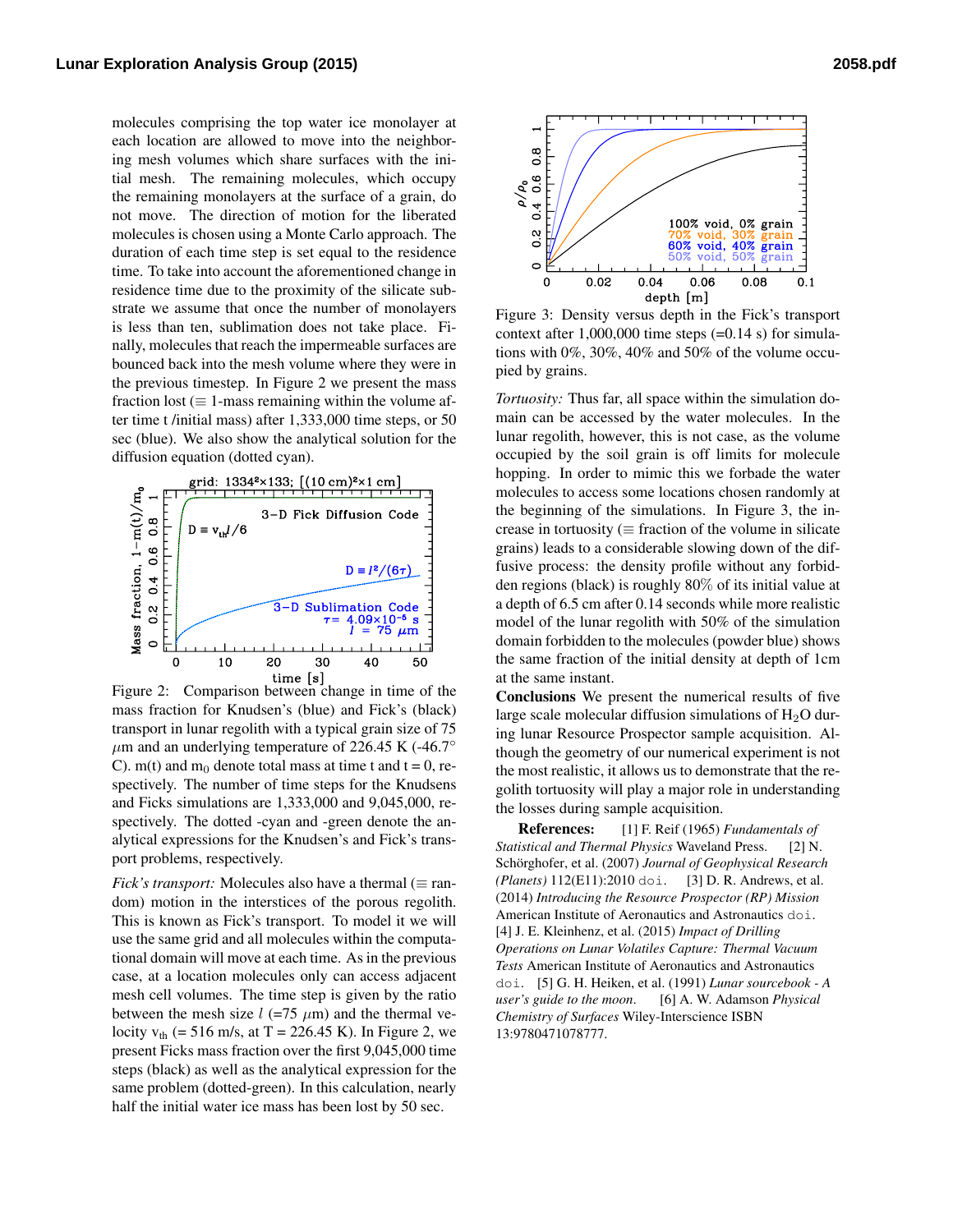molecules comprising the top water ice monolayer at each location are allowed to move into the neighboring mesh volumes which share surfaces with the initial mesh. The remaining molecules, which occupy the remaining monolayers at the surface of a grain, do not move. The direction of motion for the liberated molecules is chosen using a Monte Carlo approach. The duration of each time step is set equal to the residence time. To take into account the aforementioned change in residence time due to the proximity of the silicate substrate we assume that once the number of monolayers is less than ten, sublimation does not take place. Finally, molecules that reach the impermeable surfaces are bounced back into the mesh volume where they were in the previous timestep. In Figure 2 we present the mass fraction lost (≡ 1-mass remaining within the volume after time t /initial mass) after 1,333,000 time steps, or 50 sec (blue). We also show the analytical solution for the diffusion equation (dotted cyan).

grid: $1334^2 \times 133$; $[(10\text{ cm})^2 \times 1\text{ cm}]$

3-D Fick Diffusion Code

$D \equiv v_{th} l/6$

$D \equiv l^2/(6\tau)$

3-D Sublimation Code

$\tau = 4.09 \times 10^{-6}$ s

$l = 75\ \mu$m

Mass fraction, $1-m(t)/m_0$

0 0.2 0.4 0.6 0.8 1

0 10 20 30 40 50

time [s]

Figure 2: Comparison between change in time of the mass fraction for Knudsen's (blue) and Fick's (black) transport in lunar regolith with a typical grain size of 75 $\mu$m and an underlying temperature of 226.45 K (-46.7° C). m(t) and $m_0$ denote total mass at time t and t = 0, respectively. The number of time steps for the Knudsens and Ficks simulations are 1,333,000 and 9,045,000, respectively. The dotted -cyan and -green denote the analytical expressions for the Knudsen's and Fick's transport problems, respectively.

*Fick's transport:* Molecules also have a thermal (≡ random) motion in the interstices of the porous regolith. This is known as Fick's transport. To model it we will use the same grid and all molecules within the computational domain will move at each time. As in the previous case, at a location molecules only can access adjacent mesh cell volumes. The time step is given by the ratio between the mesh size $l$ (=75 $\mu$m) and the thermal velocity $v_{th}$ (= 516 m/s, at T = 226.45 K). In Figure 2, we present Ficks mass fraction over the first 9,045,000 time steps (black) as well as the analytical expression for the same problem (dotted-green). In this calculation, nearly half the initial water ice mass has been lost by 50 sec.

$\rho/\rho_0$

0 0.2 0.4 0.6 0.8 1

100% void, 0% grain

70% void, 30% grain

60% void, 40% grain

50% void, 50% grain

0 0.02 0.04 0.06 0.08 0.1

depth [m]

Figure 3: Density versus depth in the Fick's transport context after 1,000,000 time steps (=0.14 s) for simulations with 0%, 30%, 40% and 50% of the volume occupied by grains.

*Tortuosity:* Thus far, all space within the simulation domain can be accessed by the water molecules. In the lunar regolith, however, this is not case, as the volume occupied by the soil grain is off limits for molecule hopping. In order to mimic this we forbade the water molecules to access some locations chosen randomly at the beginning of the simulations. In Figure 3, the increase in tortuosity (≡ fraction of the volume in silicate grains) leads to a considerable slowing down of the diffusive process: the density profile without any forbidden regions (black) is roughly 80% of its initial value at a depth of 6.5 cm after 0.14 seconds while more realistic model of the lunar regolith with 50% of the simulation domain forbidden to the molecules (powder blue) shows the same fraction of the initial density at depth of 1cm at the same instant.

**Conclusions** We present the numerical results of five large scale molecular diffusion simulations of $H_2O$ during lunar Resource Prospector sample acquisition. Although the geometry of our numerical experiment is not the most realistic, it allows us to demonstrate that the regolith tortuosity will play a major role in understanding the losses during sample acquisition.

**References:** [1] F. Reif (1965) *Fundamentals of Statistical and Thermal Physics* Waveland Press. [2] N. Schörghofer, et al. (2007) *Journal of Geophysical Research (Planets)* 112(E11):2010 doi. [3] D. R. Andrews, et al. (2014) *Introducing the Resource Prospector (RP) Mission* American Institute of Aeronautics and Astronautics doi. [4] J. E. Kleinhenz, et al. (2015) *Impact of Drilling Operations on Lunar Volatiles Capture: Thermal Vacuum Tests* American Institute of Aeronautics and Astronautics doi. [5] G. H. Heiken, et al. (1991) *Lunar sourcebook - A user's guide to the moon*. [6] A. W. Adamson *Physical Chemistry of Surfaces* Wiley-Interscience ISBN 13:9780471078777.